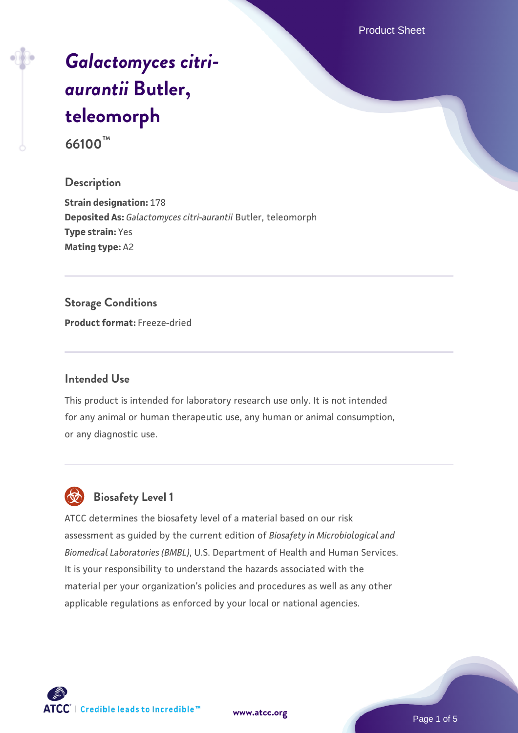# *Galactomyces citri-aurantii* Butler, teleomorph

**66100™**

## Description

**Strain designation:** 178

**Deposited As:** *Galactomyces citri-aurantii* Butler, teleomorph

**Type strain:** Yes

**Mating type:** A2

## Storage Conditions

**Product format:** Freeze-dried

## Intended Use

This product is intended for laboratory research use only. It is not intended for any animal or human therapeutic use, any human or animal consumption, or any diagnostic use.

## Biosafety Level 1

ATCC determines the biosafety level of a material based on our risk assessment as guided by the current edition of *Biosafety in Microbiological and Biomedical Laboratories (BMBL)*, U.S. Department of Health and Human Services. It is your responsibility to understand the hazards associated with the material per your organization's policies and procedures as well as any other applicable regulations as enforced by your local or national agencies.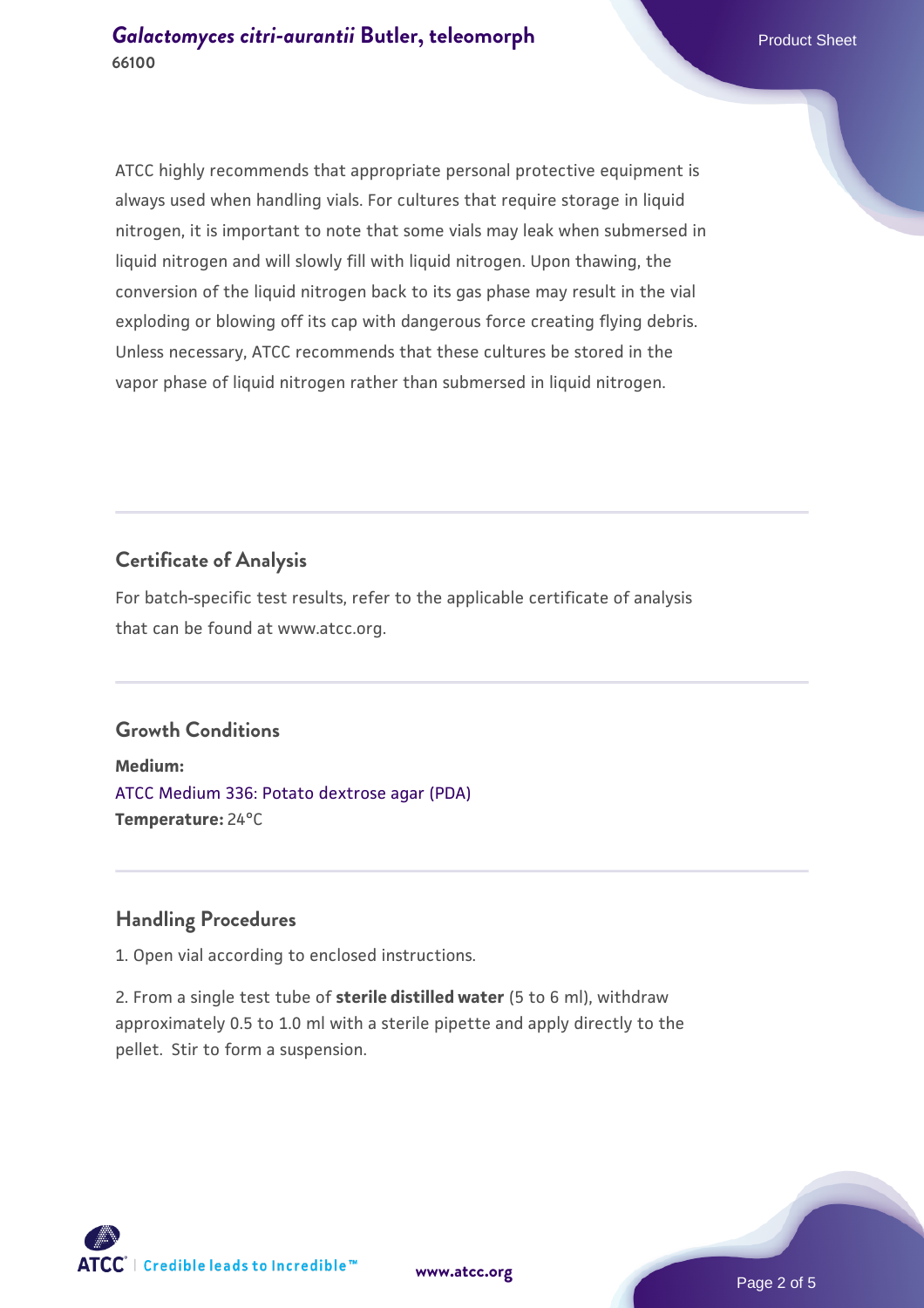ATCC highly recommends that appropriate personal protective equipment is always used when handling vials. For cultures that require storage in liquid nitrogen, it is important to note that some vials may leak when submersed in liquid nitrogen and will slowly fill with liquid nitrogen. Upon thawing, the conversion of the liquid nitrogen back to its gas phase may result in the vial exploding or blowing off its cap with dangerous force creating flying debris. Unless necessary, ATCC recommends that these cultures be stored in the vapor phase of liquid nitrogen rather than submersed in liquid nitrogen.

## Certificate of Analysis

For batch-specific test results, refer to the applicable certificate of analysis that can be found at www.atcc.org.

## Growth Conditions

**Medium:**
ATCC Medium 336: Potato dextrose agar (PDA)
**Temperature:** 24°C

## Handling Procedures

1. Open vial according to enclosed instructions.

2. From a single test tube of **sterile distilled water** (5 to 6 ml), withdraw approximately 0.5 to 1.0 ml with a sterile pipette and apply directly to the pellet. Stir to form a suspension.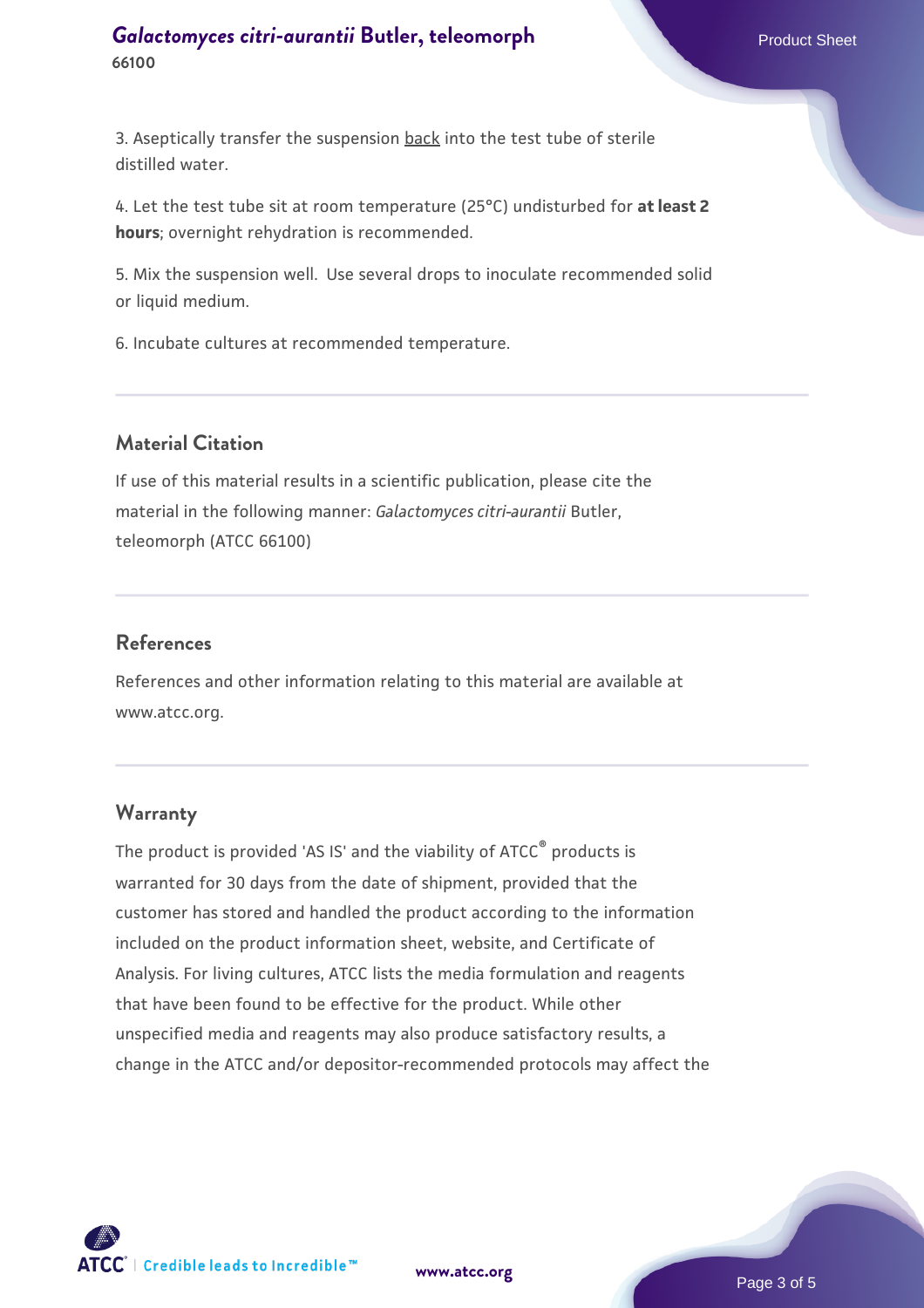3. Aseptically transfer the suspension back into the test tube of sterile distilled water.

4. Let the test tube sit at room temperature (25°C) undisturbed for **at least 2 hours**; overnight rehydration is recommended.

5. Mix the suspension well. Use several drops to inoculate recommended solid or liquid medium.

6. Incubate cultures at recommended temperature.

## Material Citation

If use of this material results in a scientific publication, please cite the material in the following manner: *Galactomyces citri-aurantii* Butler, teleomorph (ATCC 66100)

## References

References and other information relating to this material are available at www.atcc.org.

## Warranty

The product is provided 'AS IS' and the viability of ATCC® products is warranted for 30 days from the date of shipment, provided that the customer has stored and handled the product according to the information included on the product information sheet, website, and Certificate of Analysis. For living cultures, ATCC lists the media formulation and reagents that have been found to be effective for the product. While other unspecified media and reagents may also produce satisfactory results, a change in the ATCC and/or depositor-recommended protocols may affect the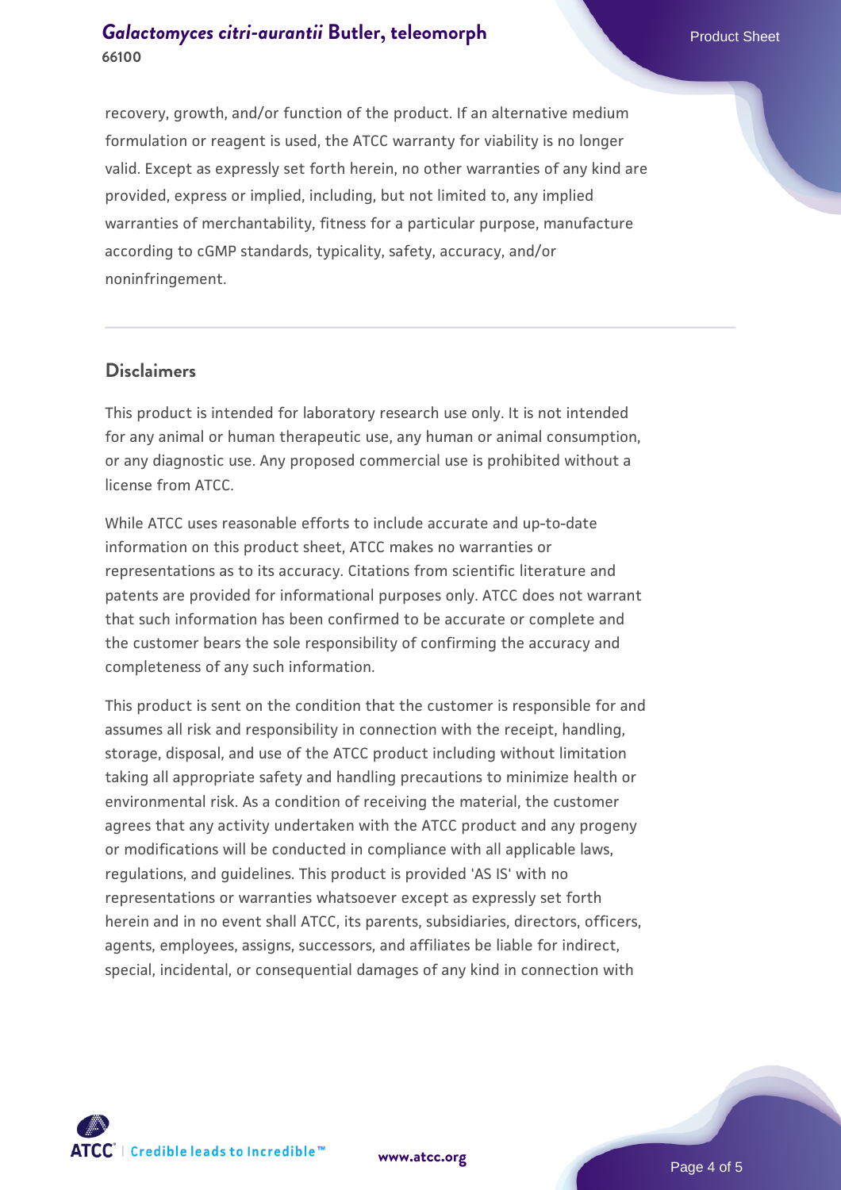recovery, growth, and/or function of the product. If an alternative medium formulation or reagent is used, the ATCC warranty for viability is no longer valid. Except as expressly set forth herein, no other warranties of any kind are provided, express or implied, including, but not limited to, any implied warranties of merchantability, fitness for a particular purpose, manufacture according to cGMP standards, typicality, safety, accuracy, and/or noninfringement.

## Disclaimers

This product is intended for laboratory research use only. It is not intended for any animal or human therapeutic use, any human or animal consumption, or any diagnostic use. Any proposed commercial use is prohibited without a license from ATCC.

While ATCC uses reasonable efforts to include accurate and up-to-date information on this product sheet, ATCC makes no warranties or representations as to its accuracy. Citations from scientific literature and patents are provided for informational purposes only. ATCC does not warrant that such information has been confirmed to be accurate or complete and the customer bears the sole responsibility of confirming the accuracy and completeness of any such information.

This product is sent on the condition that the customer is responsible for and assumes all risk and responsibility in connection with the receipt, handling, storage, disposal, and use of the ATCC product including without limitation taking all appropriate safety and handling precautions to minimize health or environmental risk. As a condition of receiving the material, the customer agrees that any activity undertaken with the ATCC product and any progeny or modifications will be conducted in compliance with all applicable laws, regulations, and guidelines. This product is provided 'AS IS' with no representations or warranties whatsoever except as expressly set forth herein and in no event shall ATCC, its parents, subsidiaries, directors, officers, agents, employees, assigns, successors, and affiliates be liable for indirect, special, incidental, or consequential damages of any kind in connection with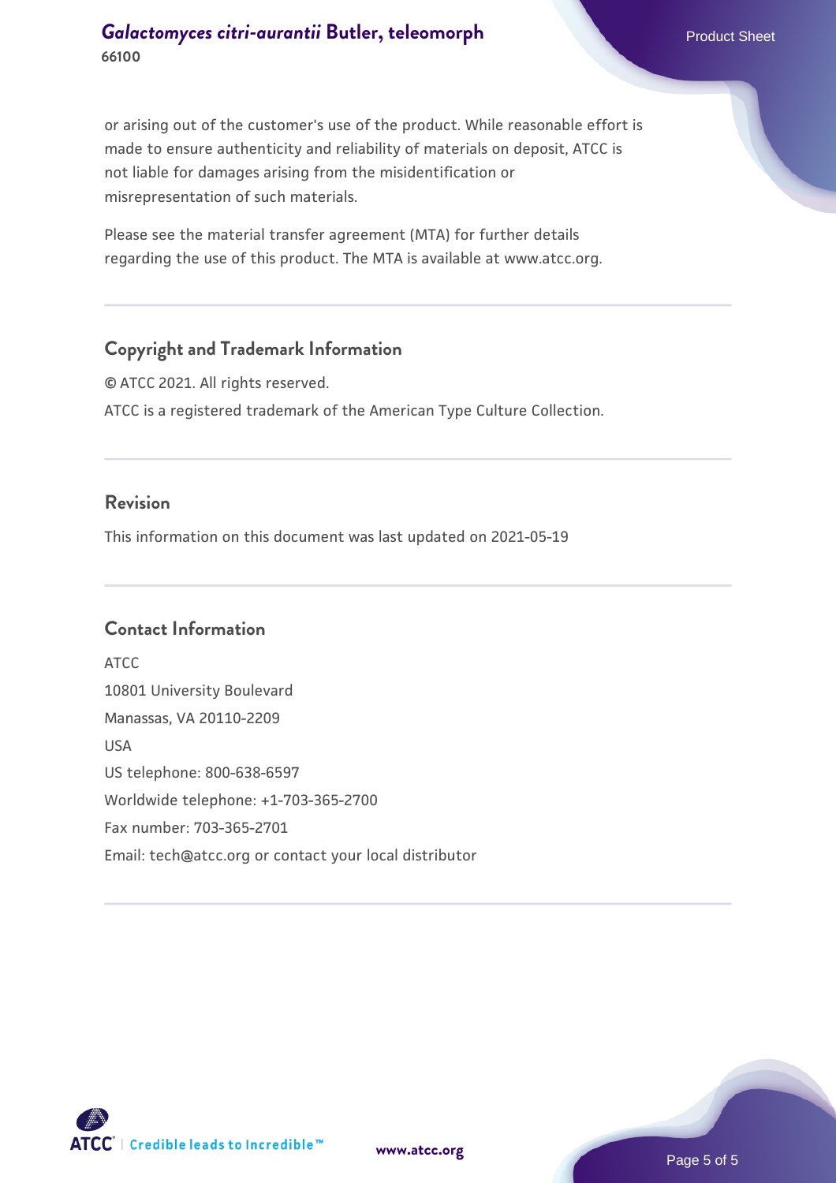or arising out of the customer's use of the product. While reasonable effort is made to ensure authenticity and reliability of materials on deposit, ATCC is not liable for damages arising from the misidentification or misrepresentation of such materials.

Please see the material transfer agreement (MTA) for further details regarding the use of this product. The MTA is available at www.atcc.org.

## Copyright and Trademark Information

© ATCC 2021. All rights reserved.

ATCC is a registered trademark of the American Type Culture Collection.

## Revision

This information on this document was last updated on 2021-05-19

## Contact Information

ATCC
10801 University Boulevard
Manassas, VA 20110-2209
USA
US telephone: 800-638-6597
Worldwide telephone: +1-703-365-2700
Fax number: 703-365-2701
Email: tech@atcc.org or contact your local distributor